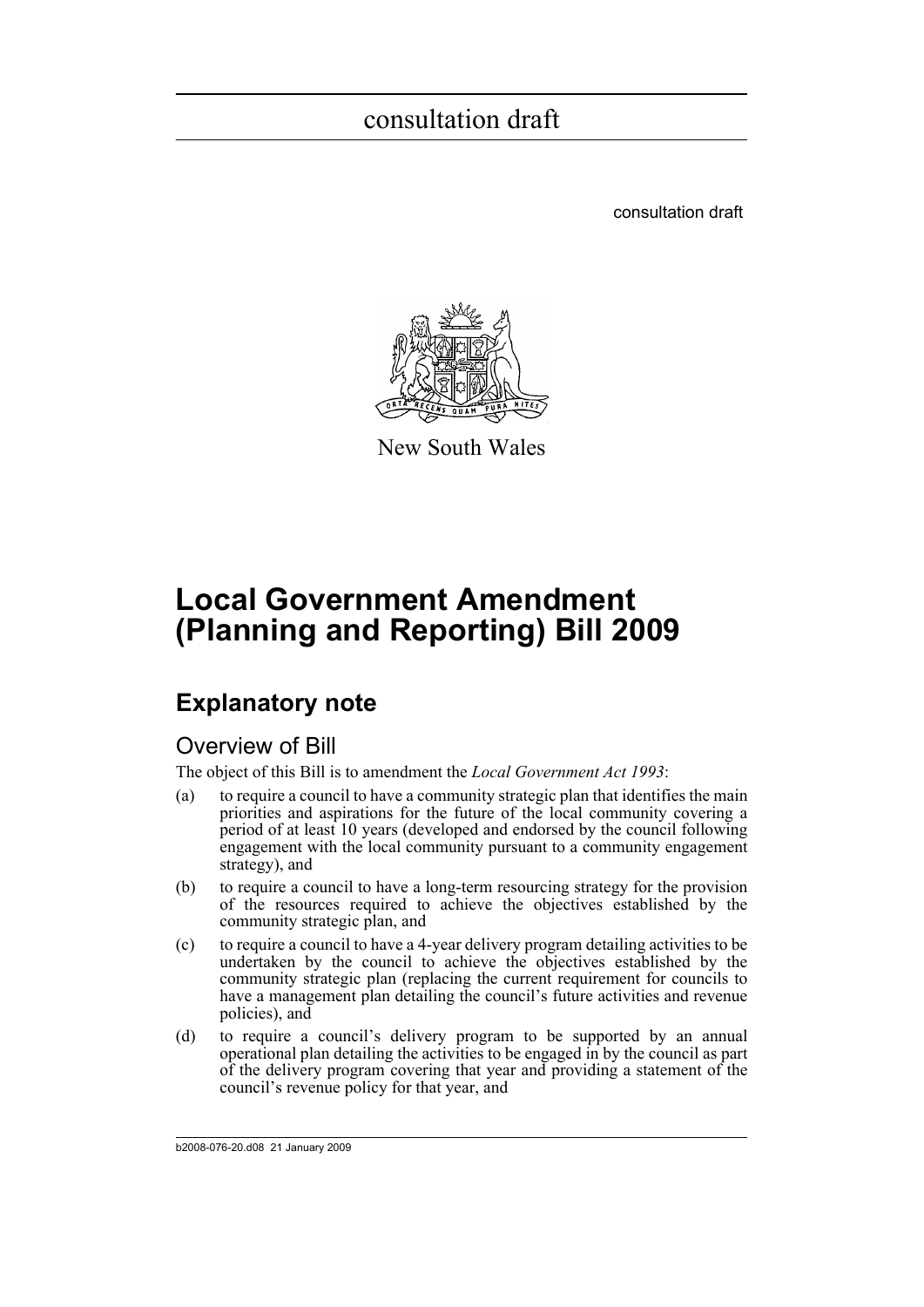consultation draft

consultation draft

New South Wales

# Local Government Amendment (Planning and Reporting) Bill 2009

## Explanatory note

### Overview of Bill

The object of this Bill is to amendment the *Local Government Act 1993*:

(a) to require a council to have a community strategic plan that identifies the main priorities and aspirations for the future of the local community covering a period of at least 10 years (developed and endorsed by the council following engagement with the local community pursuant to a community engagement strategy), and

(b) to require a council to have a long-term resourcing strategy for the provision of the resources required to achieve the objectives established by the community strategic plan, and

(c) to require a council to have a 4-year delivery program detailing activities to be undertaken by the council to achieve the objectives established by the community strategic plan (replacing the current requirement for councils to have a management plan detailing the council's future activities and revenue policies), and

(d) to require a council's delivery program to be supported by an annual operational plan detailing the activities to be engaged in by the council as part of the delivery program covering that year and providing a statement of the council's revenue policy for that year, and

b2008-076-20.d08 21 January 2009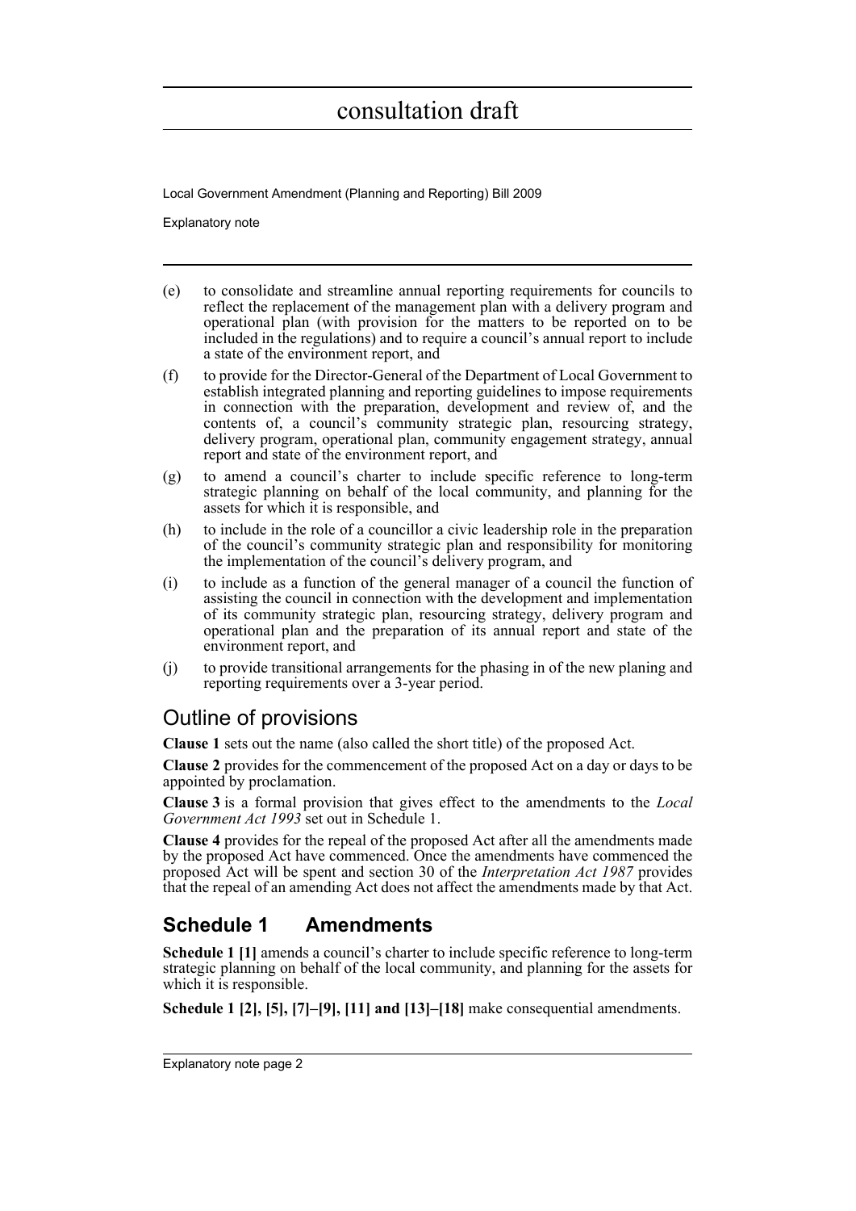(e) to consolidate and streamline annual reporting requirements for councils to reflect the replacement of the management plan with a delivery program and operational plan (with provision for the matters to be reported on to be included in the regulations) and to require a council's annual report to include a state of the environment report, and

(f) to provide for the Director-General of the Department of Local Government to establish integrated planning and reporting guidelines to impose requirements in connection with the preparation, development and review of, and the contents of, a council's community strategic plan, resourcing strategy, delivery program, operational plan, community engagement strategy, annual report and state of the environment report, and

(g) to amend a council's charter to include specific reference to long-term strategic planning on behalf of the local community, and planning for the assets for which it is responsible, and

(h) to include in the role of a councillor a civic leadership role in the preparation of the council's community strategic plan and responsibility for monitoring the implementation of the council's delivery program, and

(i) to include as a function of the general manager of a council the function of assisting the council in connection with the development and implementation of its community strategic plan, resourcing strategy, delivery program and operational plan and the preparation of its annual report and state of the environment report, and

(j) to provide transitional arrangements for the phasing in of the new planing and reporting requirements over a 3-year period.

## Outline of provisions

**Clause 1** sets out the name (also called the short title) of the proposed Act.

**Clause 2** provides for the commencement of the proposed Act on a day or days to be appointed by proclamation.

**Clause 3** is a formal provision that gives effect to the amendments to the *Local Government Act 1993* set out in Schedule 1.

**Clause 4** provides for the repeal of the proposed Act after all the amendments made by the proposed Act have commenced. Once the amendments have commenced the proposed Act will be spent and section 30 of the *Interpretation Act 1987* provides that the repeal of an amending Act does not affect the amendments made by that Act.

## Schedule 1 Amendments

**Schedule 1 [1]** amends a council's charter to include specific reference to long-term strategic planning on behalf of the local community, and planning for the assets for which it is responsible.

**Schedule 1 [2], [5], [7]–[9], [11] and [13]–[18]** make consequential amendments.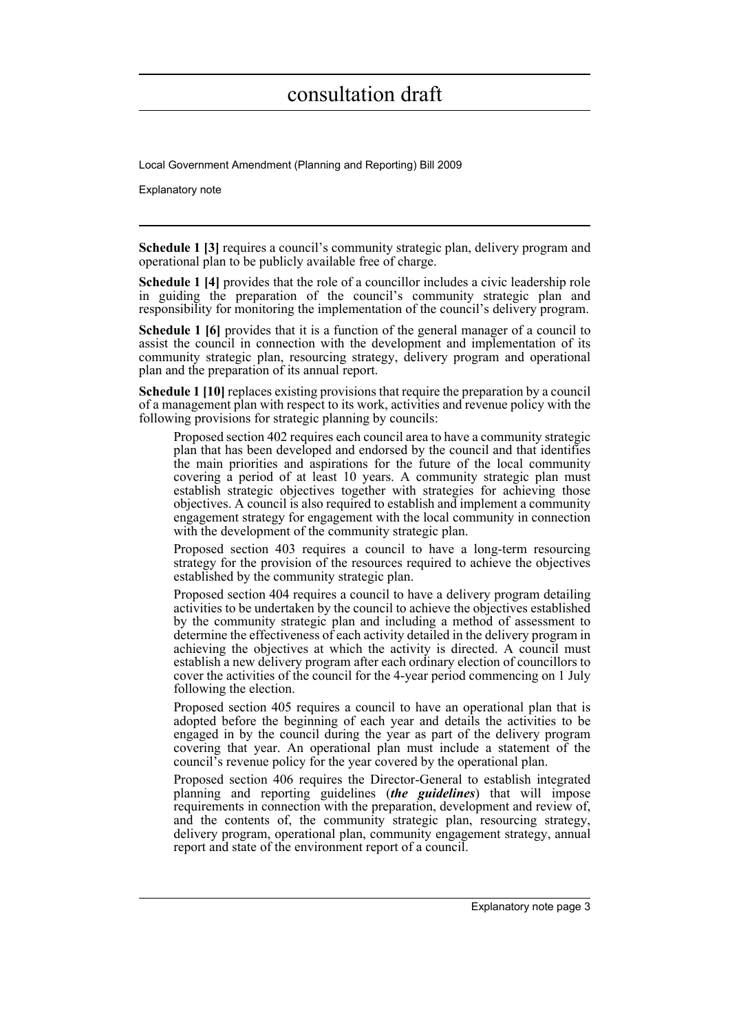**Schedule 1 [3]** requires a council's community strategic plan, delivery program and operational plan to be publicly available free of charge.

**Schedule 1 [4]** provides that the role of a councillor includes a civic leadership role in guiding the preparation of the council's community strategic plan and responsibility for monitoring the implementation of the council's delivery program.

**Schedule 1 [6]** provides that it is a function of the general manager of a council to assist the council in connection with the development and implementation of its community strategic plan, resourcing strategy, delivery program and operational plan and the preparation of its annual report.

**Schedule 1 [10]** replaces existing provisions that require the preparation by a council of a management plan with respect to its work, activities and revenue policy with the following provisions for strategic planning by councils:

> Proposed section 402 requires each council area to have a community strategic plan that has been developed and endorsed by the council and that identifies the main priorities and aspirations for the future of the local community covering a period of at least 10 years. A community strategic plan must establish strategic objectives together with strategies for achieving those objectives. A council is also required to establish and implement a community engagement strategy for engagement with the local community in connection with the development of the community strategic plan.
>
> Proposed section 403 requires a council to have a long-term resourcing strategy for the provision of the resources required to achieve the objectives established by the community strategic plan.
>
> Proposed section 404 requires a council to have a delivery program detailing activities to be undertaken by the council to achieve the objectives established by the community strategic plan and including a method of assessment to determine the effectiveness of each activity detailed in the delivery program in achieving the objectives at which the activity is directed. A council must establish a new delivery program after each ordinary election of councillors to cover the activities of the council for the 4-year period commencing on 1 July following the election.
>
> Proposed section 405 requires a council to have an operational plan that is adopted before the beginning of each year and details the activities to be engaged in by the council during the year as part of the delivery program covering that year. An operational plan must include a statement of the council's revenue policy for the year covered by the operational plan.
>
> Proposed section 406 requires the Director-General to establish integrated planning and reporting guidelines (***the guidelines***) that will impose requirements in connection with the preparation, development and review of, and the contents of, the community strategic plan, resourcing strategy, delivery program, operational plan, community engagement strategy, annual report and state of the environment report of a council.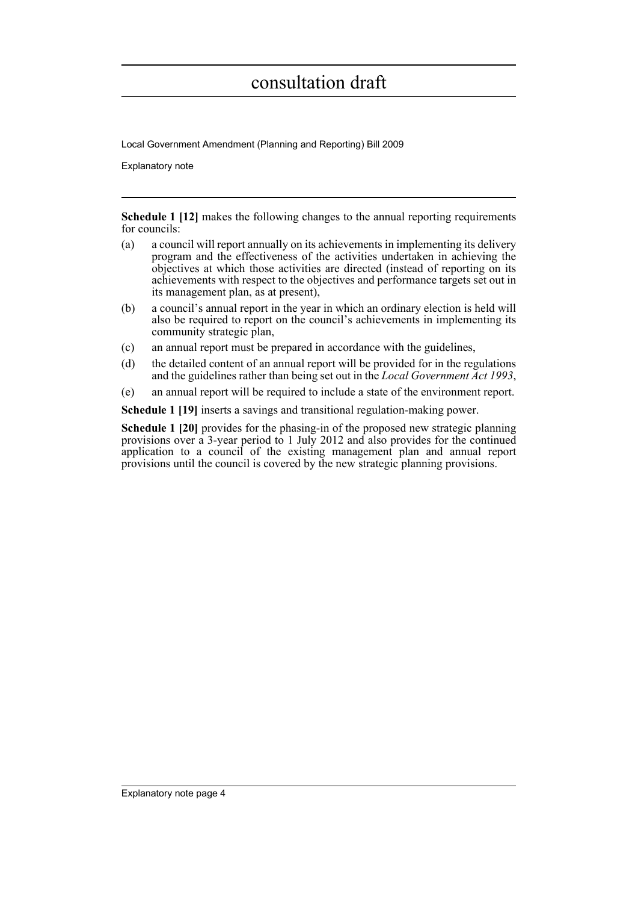**Schedule 1 [12]** makes the following changes to the annual reporting requirements for councils:

(a) a council will report annually on its achievements in implementing its delivery program and the effectiveness of the activities undertaken in achieving the objectives at which those activities are directed (instead of reporting on its achievements with respect to the objectives and performance targets set out in its management plan, as at present),

(b) a council's annual report in the year in which an ordinary election is held will also be required to report on the council's achievements in implementing its community strategic plan,

(c) an annual report must be prepared in accordance with the guidelines,

(d) the detailed content of an annual report will be provided for in the regulations and the guidelines rather than being set out in the *Local Government Act 1993*,

(e) an annual report will be required to include a state of the environment report.

**Schedule 1 [19]** inserts a savings and transitional regulation-making power.

**Schedule 1 [20]** provides for the phasing-in of the proposed new strategic planning provisions over a 3-year period to 1 July 2012 and also provides for the continued application to a council of the existing management plan and annual report provisions until the council is covered by the new strategic planning provisions.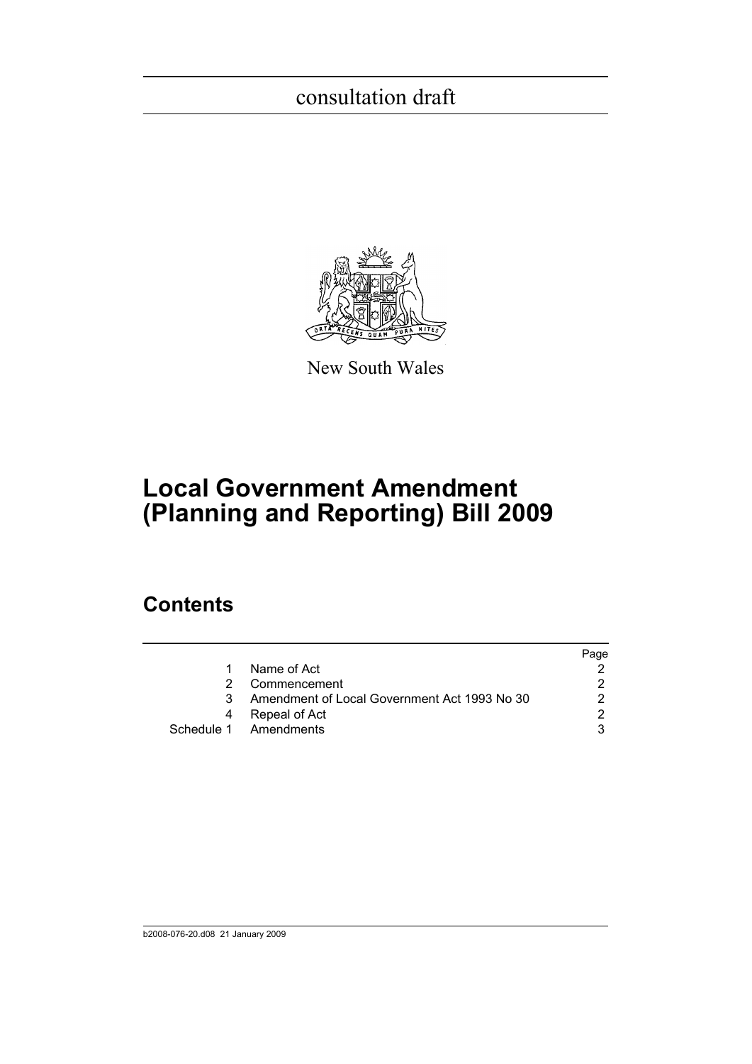consultation draft

New South Wales

# Local Government Amendment (Planning and Reporting) Bill 2009

## Contents

| | | Page |
|---|---|---|
| 1 | Name of Act | 2 |
| 2 | Commencement | 2 |
| 3 | Amendment of Local Government Act 1993 No 30 | 2 |
| 4 | Repeal of Act | 2 |
| Schedule 1 | Amendments | 3 |

b2008-076-20.d08 21 January 2009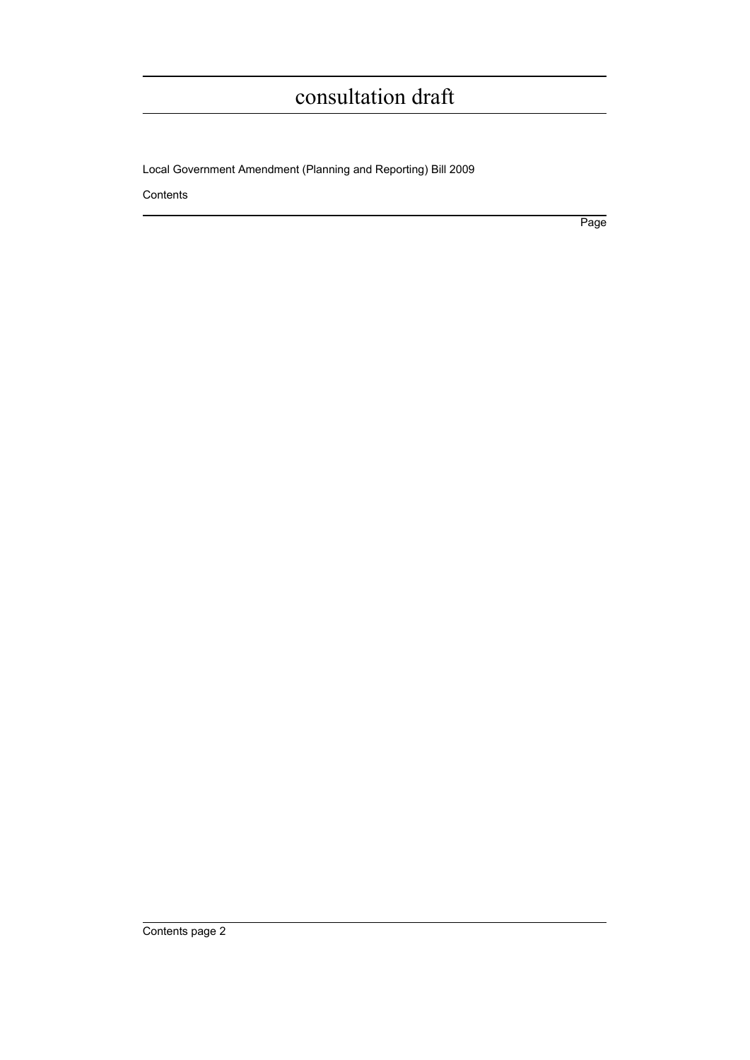Local Government Amendment (Planning and Reporting) Bill 2009

Contents

Page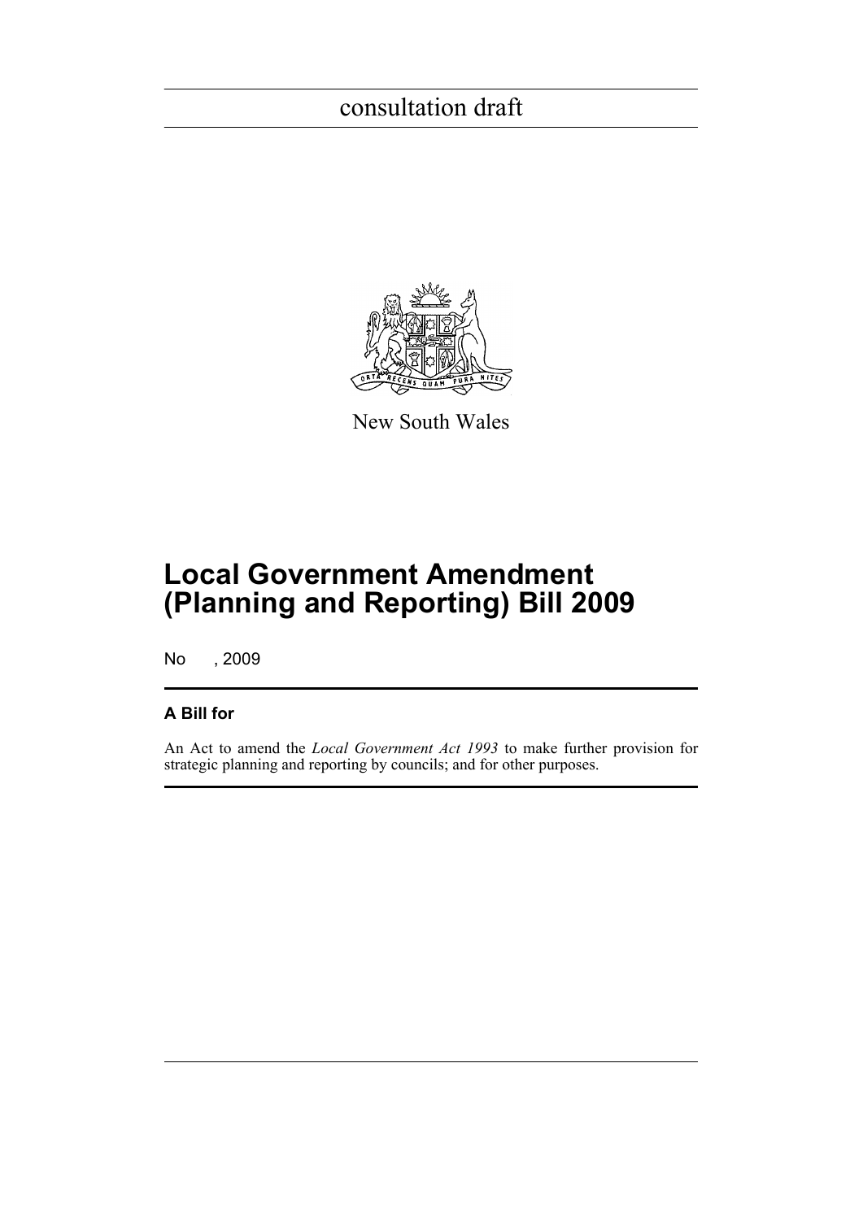consultation draft

New South Wales

# Local Government Amendment (Planning and Reporting) Bill 2009

No , 2009

## A Bill for

An Act to amend the *Local Government Act 1993* to make further provision for strategic planning and reporting by councils; and for other purposes.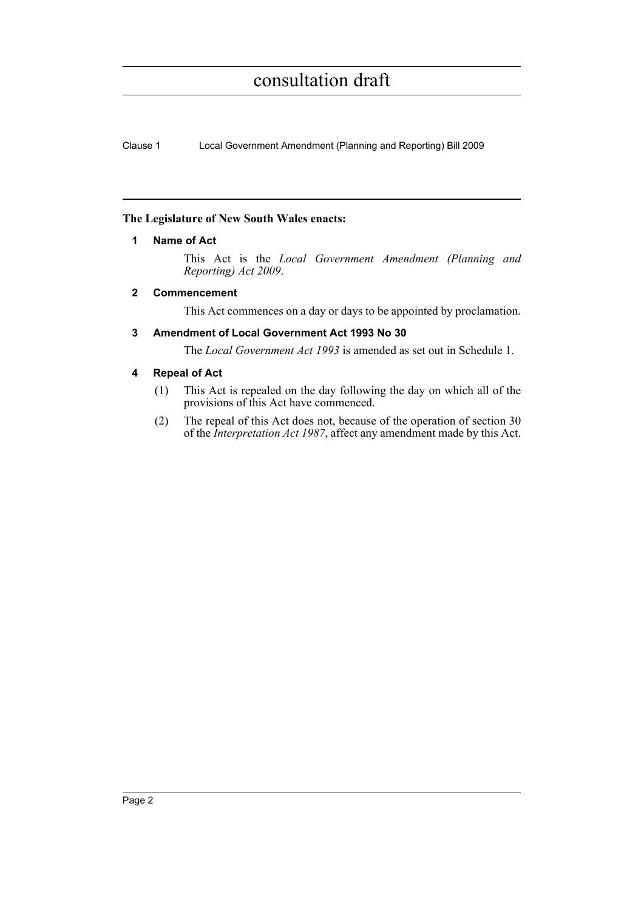**The Legislature of New South Wales enacts:**

## 1 Name of Act

This Act is the *Local Government Amendment (Planning and Reporting) Act 2009*.

## 2 Commencement

This Act commences on a day or days to be appointed by proclamation.

## 3 Amendment of Local Government Act 1993 No 30

The *Local Government Act 1993* is amended as set out in Schedule 1.

## 4 Repeal of Act

(1) This Act is repealed on the day following the day on which all of the provisions of this Act have commenced.

(2) The repeal of this Act does not, because of the operation of section 30 of the *Interpretation Act 1987*, affect any amendment made by this Act.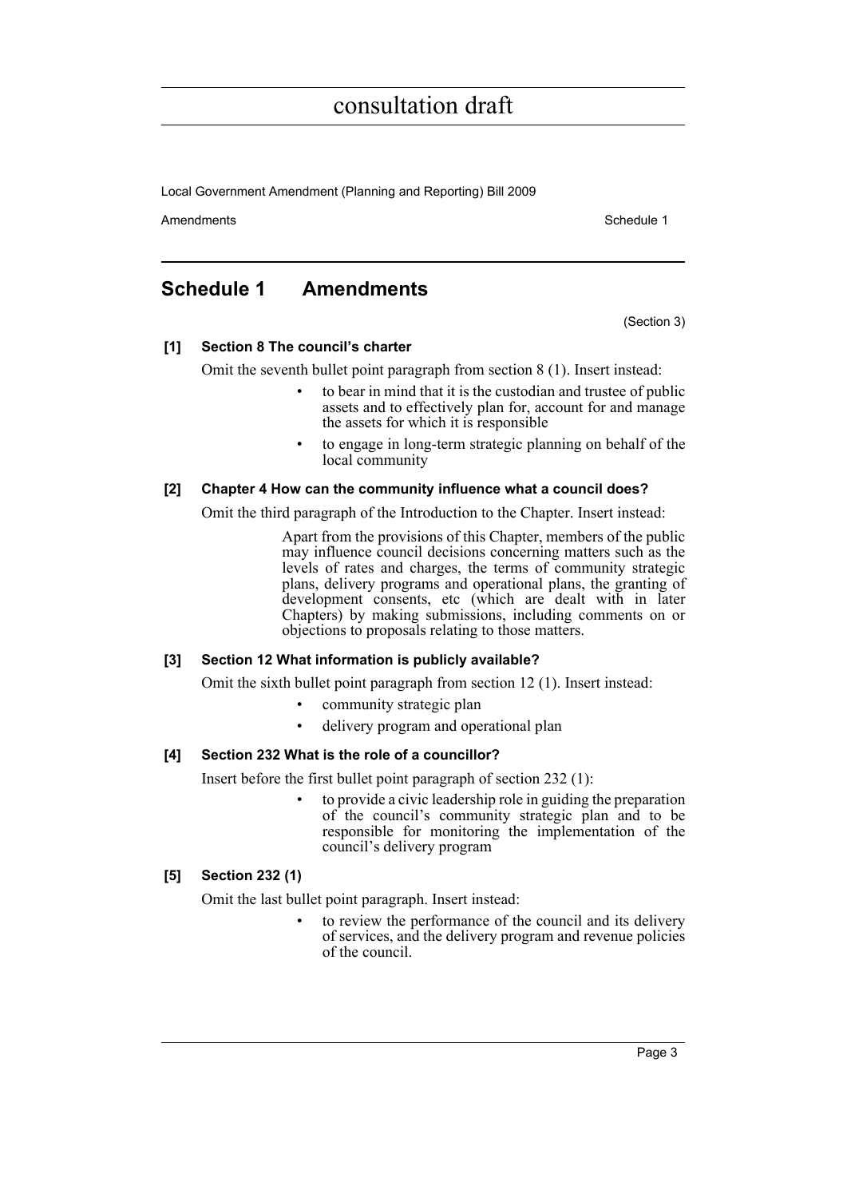# Schedule 1 Amendments

(Section 3)

**[1] Section 8 The council's charter**

Omit the seventh bullet point paragraph from section 8 (1). Insert instead:

- to bear in mind that it is the custodian and trustee of public assets and to effectively plan for, account for and manage the assets for which it is responsible
- to engage in long-term strategic planning on behalf of the local community

**[2] Chapter 4 How can the community influence what a council does?**

Omit the third paragraph of the Introduction to the Chapter. Insert instead:

> Apart from the provisions of this Chapter, members of the public may influence council decisions concerning matters such as the levels of rates and charges, the terms of community strategic plans, delivery programs and operational plans, the granting of development consents, etc (which are dealt with in later Chapters) by making submissions, including comments on or objections to proposals relating to those matters.

**[3] Section 12 What information is publicly available?**

Omit the sixth bullet point paragraph from section 12 (1). Insert instead:

- community strategic plan
- delivery program and operational plan

**[4] Section 232 What is the role of a councillor?**

Insert before the first bullet point paragraph of section 232 (1):

- to provide a civic leadership role in guiding the preparation of the council's community strategic plan and to be responsible for monitoring the implementation of the council's delivery program

**[5] Section 232 (1)**

Omit the last bullet point paragraph. Insert instead:

- to review the performance of the council and its delivery of services, and the delivery program and revenue policies of the council.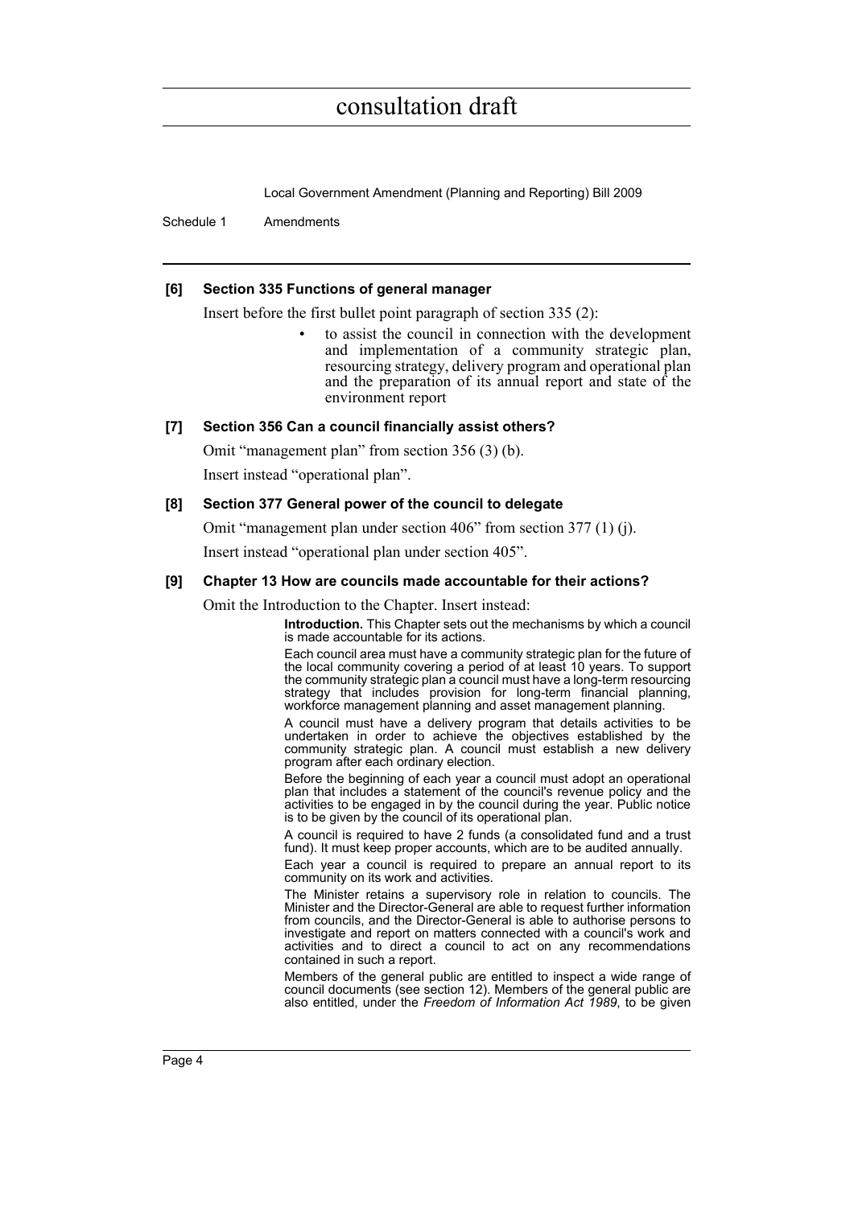#### [6] Section 335 Functions of general manager

Insert before the first bullet point paragraph of section 335 (2):

- to assist the council in connection with the development and implementation of a community strategic plan, resourcing strategy, delivery program and operational plan and the preparation of its annual report and state of the environment report

#### [7] Section 356 Can a council financially assist others?

Omit "management plan" from section 356 (3) (b).

Insert instead "operational plan".

#### [8] Section 377 General power of the council to delegate

Omit "management plan under section 406" from section 377 (1) (j).

Insert instead "operational plan under section 405".

#### [9] Chapter 13 How are councils made accountable for their actions?

Omit the Introduction to the Chapter. Insert instead:

**Introduction.** This Chapter sets out the mechanisms by which a council is made accountable for its actions.

Each council area must have a community strategic plan for the future of the local community covering a period of at least 10 years. To support the community strategic plan a council must have a long-term resourcing strategy that includes provision for long-term financial planning, workforce management planning and asset management planning.

A council must have a delivery program that details activities to be undertaken in order to achieve the objectives established by the community strategic plan. A council must establish a new delivery program after each ordinary election.

Before the beginning of each year a council must adopt an operational plan that includes a statement of the council's revenue policy and the activities to be engaged in by the council during the year. Public notice is to be given by the council of its operational plan.

A council is required to have 2 funds (a consolidated fund and a trust fund). It must keep proper accounts, which are to be audited annually.

Each year a council is required to prepare an annual report to its community on its work and activities.

The Minister retains a supervisory role in relation to councils. The Minister and the Director-General are able to request further information from councils, and the Director-General is able to authorise persons to investigate and report on matters connected with a council's work and activities and to direct a council to act on any recommendations contained in such a report.

Members of the general public are entitled to inspect a wide range of council documents (see section 12). Members of the general public are also entitled, under the *Freedom of Information Act 1989*, to be given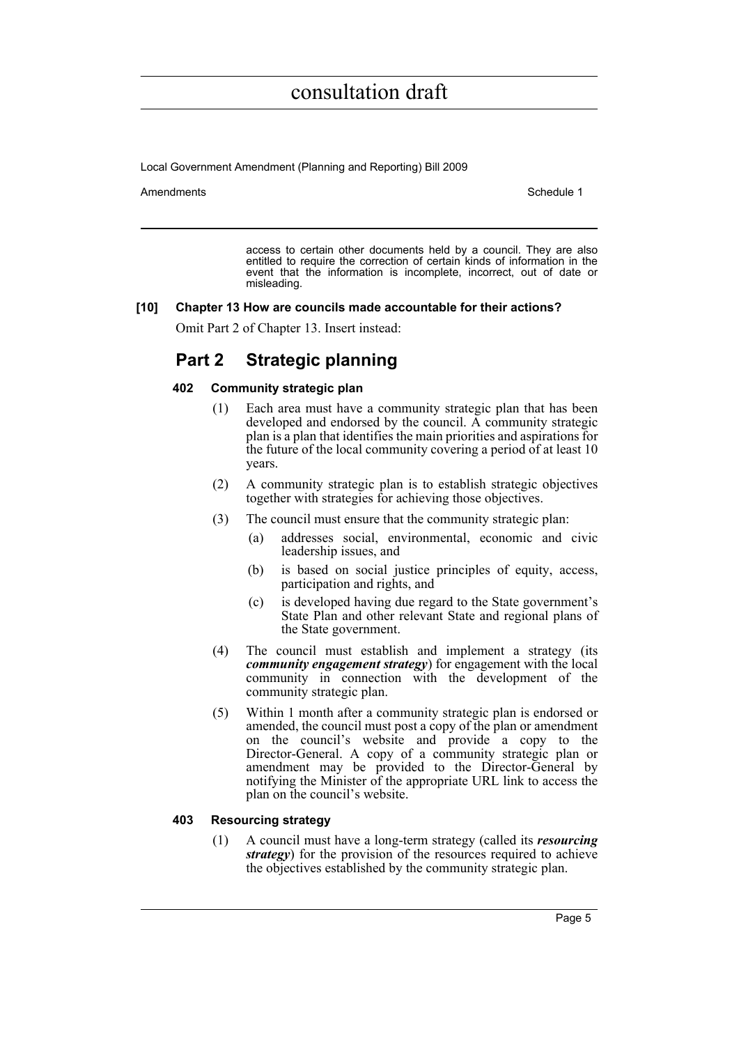access to certain other documents held by a council. They are also entitled to require the correction of certain kinds of information in the event that the information is incomplete, incorrect, out of date or misleading.

**[10] Chapter 13 How are councils made accountable for their actions?**

Omit Part 2 of Chapter 13. Insert instead:

## Part 2 Strategic planning

### 402 Community strategic plan

(1) Each area must have a community strategic plan that has been developed and endorsed by the council. A community strategic plan is a plan that identifies the main priorities and aspirations for the future of the local community covering a period of at least 10 years.

(2) A community strategic plan is to establish strategic objectives together with strategies for achieving those objectives.

(3) The council must ensure that the community strategic plan:

- (a) addresses social, environmental, economic and civic leadership issues, and
- (b) is based on social justice principles of equity, access, participation and rights, and
- (c) is developed having due regard to the State government's State Plan and other relevant State and regional plans of the State government.

(4) The council must establish and implement a strategy (its ***community engagement strategy***) for engagement with the local community in connection with the development of the community strategic plan.

(5) Within 1 month after a community strategic plan is endorsed or amended, the council must post a copy of the plan or amendment on the council's website and provide a copy to the Director-General. A copy of a community strategic plan or amendment may be provided to the Director-General by notifying the Minister of the appropriate URL link to access the plan on the council's website.

### 403 Resourcing strategy

(1) A council must have a long-term strategy (called its ***resourcing strategy***) for the provision of the resources required to achieve the objectives established by the community strategic plan.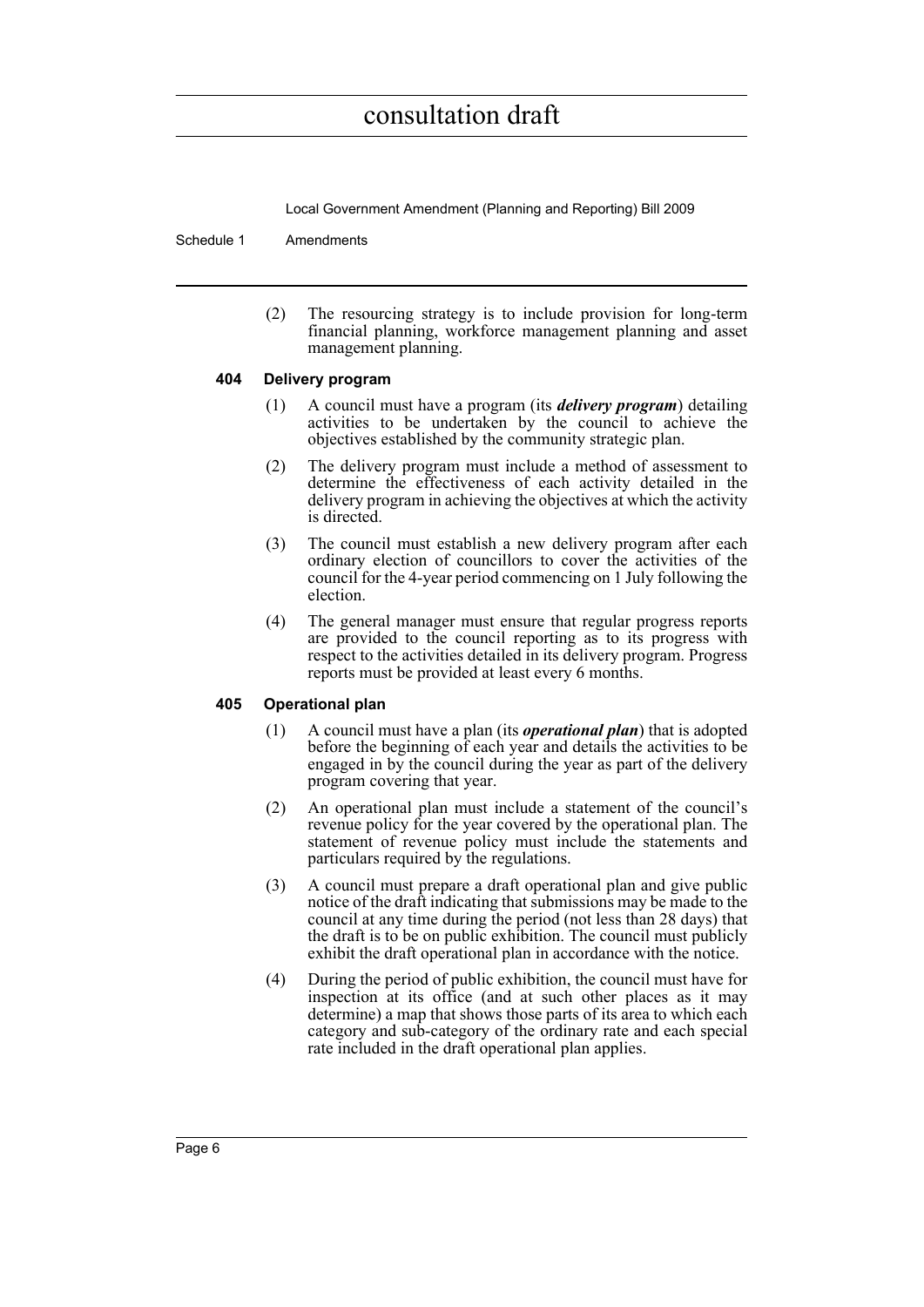(2) The resourcing strategy is to include provision for long-term financial planning, workforce management planning and asset management planning.

**404 Delivery program**

(1) A council must have a program (its ***delivery program***) detailing activities to be undertaken by the council to achieve the objectives established by the community strategic plan.

(2) The delivery program must include a method of assessment to determine the effectiveness of each activity detailed in the delivery program in achieving the objectives at which the activity is directed.

(3) The council must establish a new delivery program after each ordinary election of councillors to cover the activities of the council for the 4-year period commencing on 1 July following the election.

(4) The general manager must ensure that regular progress reports are provided to the council reporting as to its progress with respect to the activities detailed in its delivery program. Progress reports must be provided at least every 6 months.

**405 Operational plan**

(1) A council must have a plan (its ***operational plan***) that is adopted before the beginning of each year and details the activities to be engaged in by the council during the year as part of the delivery program covering that year.

(2) An operational plan must include a statement of the council's revenue policy for the year covered by the operational plan. The statement of revenue policy must include the statements and particulars required by the regulations.

(3) A council must prepare a draft operational plan and give public notice of the draft indicating that submissions may be made to the council at any time during the period (not less than 28 days) that the draft is to be on public exhibition. The council must publicly exhibit the draft operational plan in accordance with the notice.

(4) During the period of public exhibition, the council must have for inspection at its office (and at such other places as it may determine) a map that shows those parts of its area to which each category and sub-category of the ordinary rate and each special rate included in the draft operational plan applies.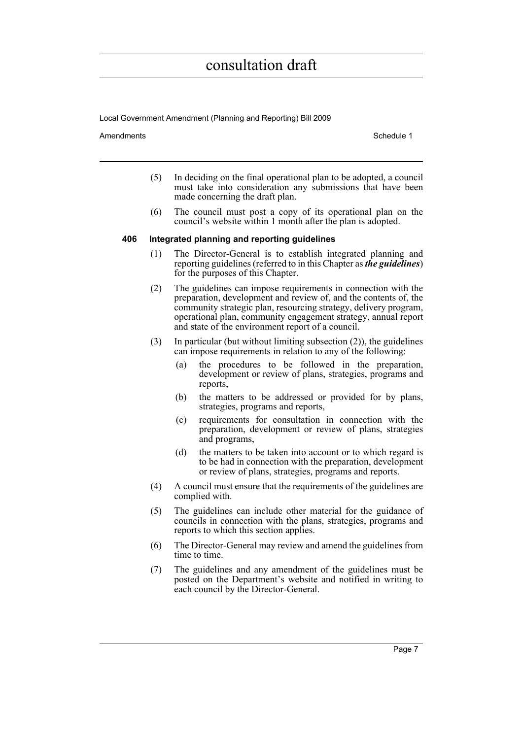(5) In deciding on the final operational plan to be adopted, a council must take into consideration any submissions that have been made concerning the draft plan.

(6) The council must post a copy of its operational plan on the council's website within 1 month after the plan is adopted.

**406 Integrated planning and reporting guidelines**

(1) The Director-General is to establish integrated planning and reporting guidelines (referred to in this Chapter as ***the guidelines***) for the purposes of this Chapter.

(2) The guidelines can impose requirements in connection with the preparation, development and review of, and the contents of, the community strategic plan, resourcing strategy, delivery program, operational plan, community engagement strategy, annual report and state of the environment report of a council.

(3) In particular (but without limiting subsection (2)), the guidelines can impose requirements in relation to any of the following:

(a) the procedures to be followed in the preparation, development or review of plans, strategies, programs and reports,

(b) the matters to be addressed or provided for by plans, strategies, programs and reports,

(c) requirements for consultation in connection with the preparation, development or review of plans, strategies and programs,

(d) the matters to be taken into account or to which regard is to be had in connection with the preparation, development or review of plans, strategies, programs and reports.

(4) A council must ensure that the requirements of the guidelines are complied with.

(5) The guidelines can include other material for the guidance of councils in connection with the plans, strategies, programs and reports to which this section applies.

(6) The Director-General may review and amend the guidelines from time to time.

(7) The guidelines and any amendment of the guidelines must be posted on the Department's website and notified in writing to each council by the Director-General.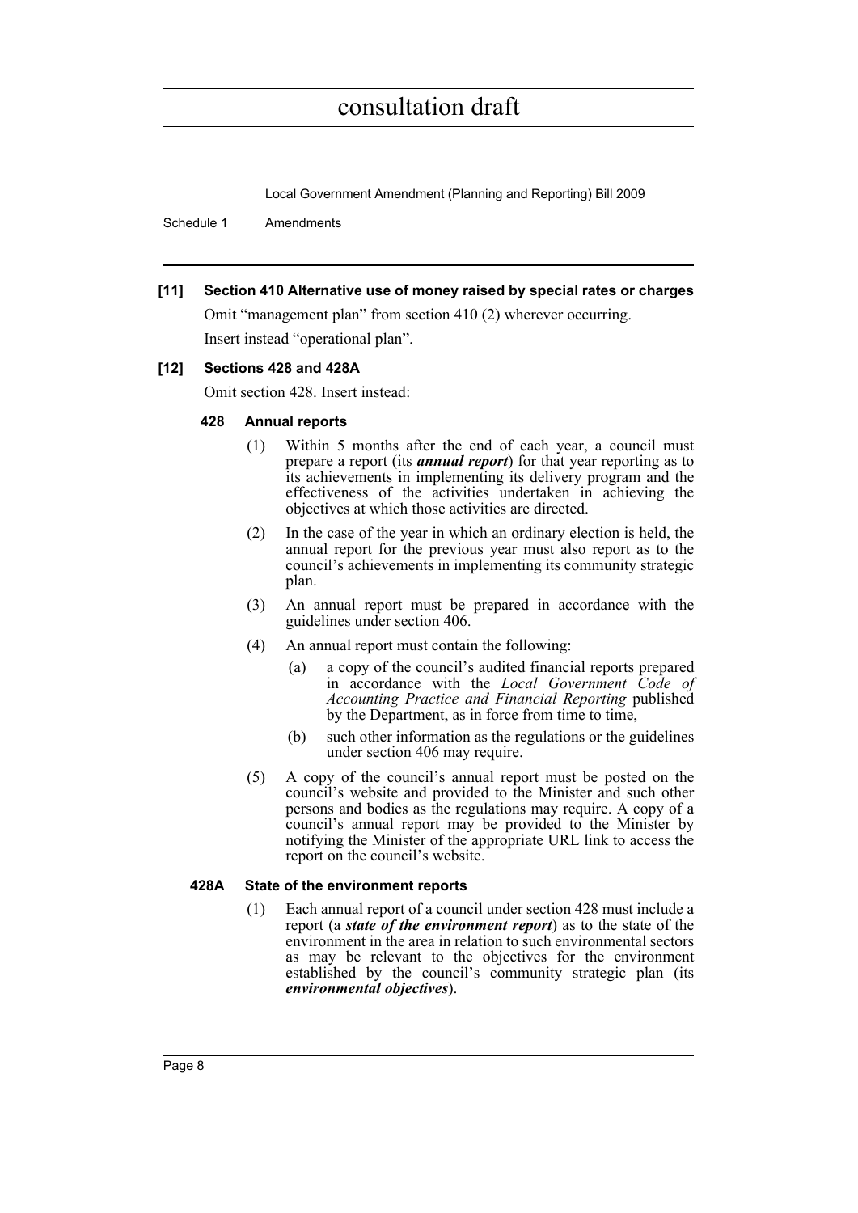**[11] Section 410 Alternative use of money raised by special rates or charges**

Omit "management plan" from section 410 (2) wherever occurring.

Insert instead "operational plan".

**[12] Sections 428 and 428A**

Omit section 428. Insert instead:

**428 Annual reports**

(1) Within 5 months after the end of each year, a council must prepare a report (its ***annual report***) for that year reporting as to its achievements in implementing its delivery program and the effectiveness of the activities undertaken in achieving the objectives at which those activities are directed.

(2) In the case of the year in which an ordinary election is held, the annual report for the previous year must also report as to the council's achievements in implementing its community strategic plan.

(3) An annual report must be prepared in accordance with the guidelines under section 406.

(4) An annual report must contain the following:

(a) a copy of the council's audited financial reports prepared in accordance with the *Local Government Code of Accounting Practice and Financial Reporting* published by the Department, as in force from time to time,

(b) such other information as the regulations or the guidelines under section 406 may require.

(5) A copy of the council's annual report must be posted on the council's website and provided to the Minister and such other persons and bodies as the regulations may require. A copy of a council's annual report may be provided to the Minister by notifying the Minister of the appropriate URL link to access the report on the council's website.

**428A State of the environment reports**

(1) Each annual report of a council under section 428 must include a report (a ***state of the environment report***) as to the state of the environment in the area in relation to such environmental sectors as may be relevant to the objectives for the environment established by the council's community strategic plan (its ***environmental objectives***).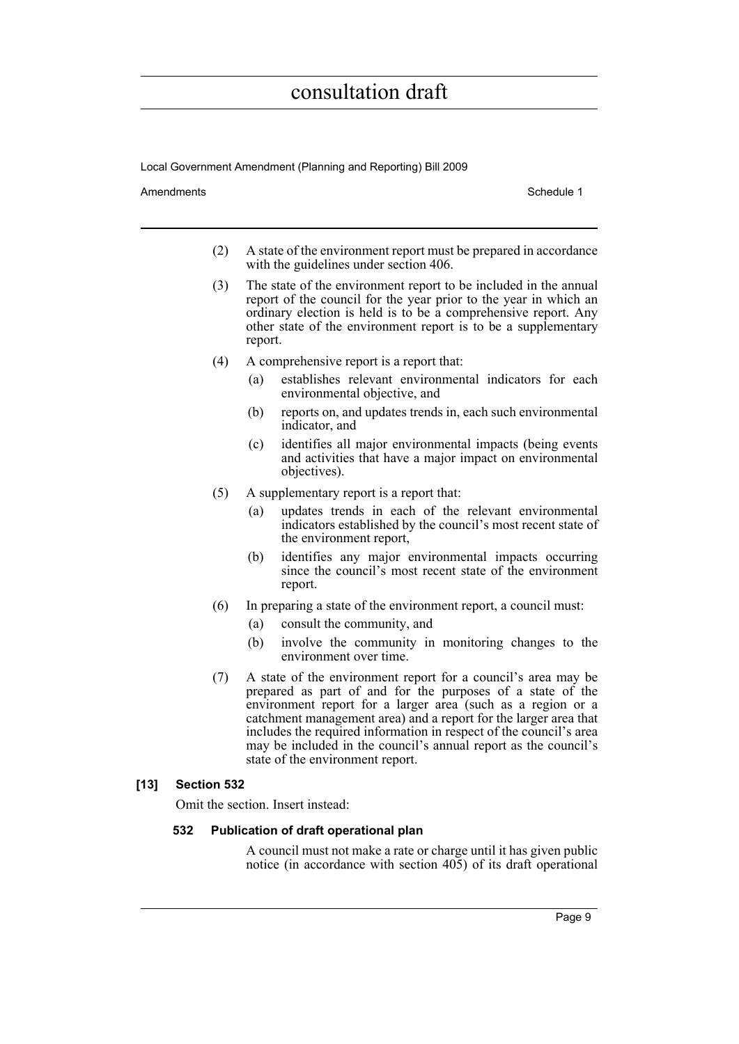(2) A state of the environment report must be prepared in accordance with the guidelines under section 406.

(3) The state of the environment report to be included in the annual report of the council for the year prior to the year in which an ordinary election is held is to be a comprehensive report. Any other state of the environment report is to be a supplementary report.

(4) A comprehensive report is a report that:

- (a) establishes relevant environmental indicators for each environmental objective, and
- (b) reports on, and updates trends in, each such environmental indicator, and
- (c) identifies all major environmental impacts (being events and activities that have a major impact on environmental objectives).

(5) A supplementary report is a report that:

- (a) updates trends in each of the relevant environmental indicators established by the council's most recent state of the environment report,
- (b) identifies any major environmental impacts occurring since the council's most recent state of the environment report.

(6) In preparing a state of the environment report, a council must:

- (a) consult the community, and
- (b) involve the community in monitoring changes to the environment over time.

(7) A state of the environment report for a council's area may be prepared as part of and for the purposes of a state of the environment report for a larger area (such as a region or a catchment management area) and a report for the larger area that includes the required information in respect of the council's area may be included in the council's annual report as the council's state of the environment report.

### [13] Section 532

Omit the section. Insert instead:

#### 532 Publication of draft operational plan

A council must not make a rate or charge until it has given public notice (in accordance with section 405) of its draft operational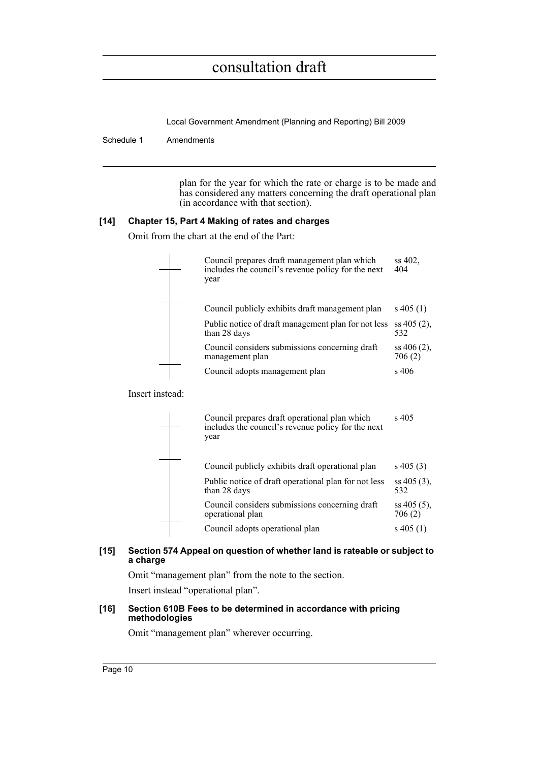plan for the year for which the rate or charge is to be made and has considered any matters concerning the draft operational plan (in accordance with that section).

**[14] Chapter 15, Part 4 Making of rates and charges**

Omit from the chart at the end of the Part:

| Step | Section |
|---|---|
| Council prepares draft management plan which includes the council's revenue policy for the next year | ss 402, 404 |
| Council publicly exhibits draft management plan | s 405 (1) |
| Public notice of draft management plan for not less than 28 days | ss 405 (2), 532 |
| Council considers submissions concerning draft management plan | ss 406 (2), 706 (2) |
| Council adopts management plan | s 406 |

Insert instead:

| Step | Section |
|---|---|
| Council prepares draft operational plan which includes the council's revenue policy for the next year | s 405 |
| Council publicly exhibits draft operational plan | s 405 (3) |
| Public notice of draft operational plan for not less than 28 days | ss 405 (3), 532 |
| Council considers submissions concerning draft operational plan | ss 405 (5), 706 (2) |
| Council adopts operational plan | s 405 (1) |

**[15] Section 574 Appeal on question of whether land is rateable or subject to a charge**

Omit "management plan" from the note to the section.

Insert instead "operational plan".

**[16] Section 610B Fees to be determined in accordance with pricing methodologies**

Omit "management plan" wherever occurring.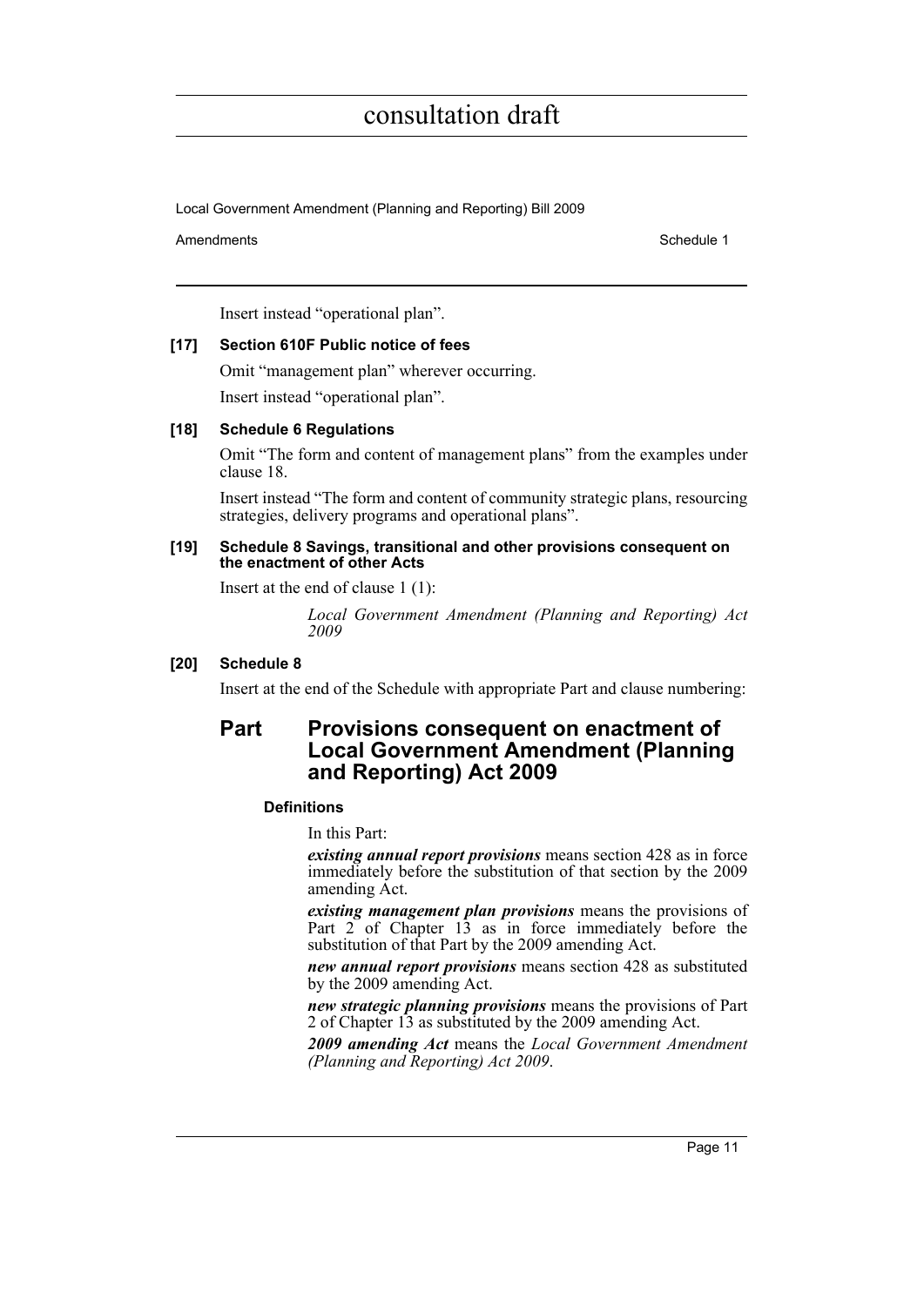Insert instead "operational plan".

**[17] Section 610F Public notice of fees**

Omit "management plan" wherever occurring.

Insert instead "operational plan".

**[18] Schedule 6 Regulations**

Omit "The form and content of management plans" from the examples under clause 18.

Insert instead "The form and content of community strategic plans, resourcing strategies, delivery programs and operational plans".

**[19] Schedule 8 Savings, transitional and other provisions consequent on the enactment of other Acts**

Insert at the end of clause 1 (1):

*Local Government Amendment (Planning and Reporting) Act 2009*

**[20] Schedule 8**

Insert at the end of the Schedule with appropriate Part and clause numbering:

## Part Provisions consequent on enactment of Local Government Amendment (Planning and Reporting) Act 2009

**Definitions**

In this Part:

***existing annual report provisions*** means section 428 as in force immediately before the substitution of that section by the 2009 amending Act.

***existing management plan provisions*** means the provisions of Part 2 of Chapter 13 as in force immediately before the substitution of that Part by the 2009 amending Act.

***new annual report provisions*** means section 428 as substituted by the 2009 amending Act.

***new strategic planning provisions*** means the provisions of Part 2 of Chapter 13 as substituted by the 2009 amending Act.

***2009 amending Act*** means the *Local Government Amendment (Planning and Reporting) Act 2009*.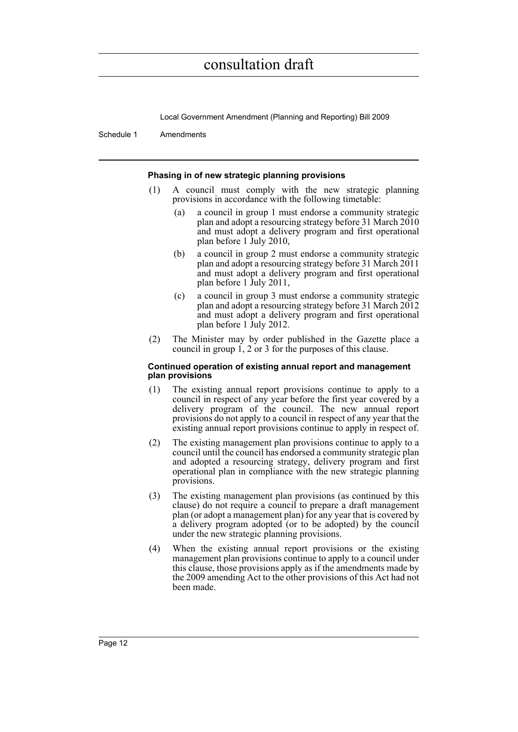#### Phasing in of new strategic planning provisions

(1) A council must comply with the new strategic planning provisions in accordance with the following timetable:

(a) a council in group 1 must endorse a community strategic plan and adopt a resourcing strategy before 31 March 2010 and must adopt a delivery program and first operational plan before 1 July 2010,

(b) a council in group 2 must endorse a community strategic plan and adopt a resourcing strategy before 31 March 2011 and must adopt a delivery program and first operational plan before 1 July 2011,

(c) a council in group 3 must endorse a community strategic plan and adopt a resourcing strategy before 31 March 2012 and must adopt a delivery program and first operational plan before 1 July 2012.

(2) The Minister may by order published in the Gazette place a council in group 1, 2 or 3 for the purposes of this clause.

#### Continued operation of existing annual report and management plan provisions

(1) The existing annual report provisions continue to apply to a council in respect of any year before the first year covered by a delivery program of the council. The new annual report provisions do not apply to a council in respect of any year that the existing annual report provisions continue to apply in respect of.

(2) The existing management plan provisions continue to apply to a council until the council has endorsed a community strategic plan and adopted a resourcing strategy, delivery program and first operational plan in compliance with the new strategic planning provisions.

(3) The existing management plan provisions (as continued by this clause) do not require a council to prepare a draft management plan (or adopt a management plan) for any year that is covered by a delivery program adopted (or to be adopted) by the council under the new strategic planning provisions.

(4) When the existing annual report provisions or the existing management plan provisions continue to apply to a council under this clause, those provisions apply as if the amendments made by the 2009 amending Act to the other provisions of this Act had not been made.